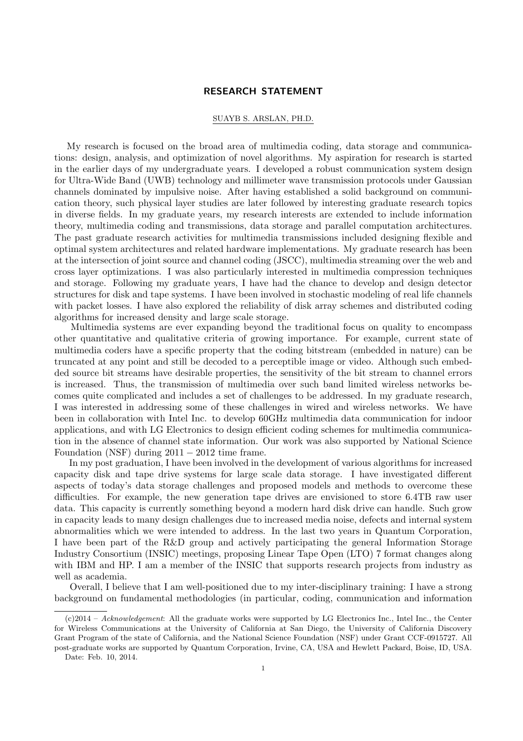# RESEARCH STATEMENT

SUAYB S. ARSLAN, PH.D.

My research is focused on the broad area of multimedia coding, data storage and communications: design, analysis, and optimization of novel algorithms. My aspiration for research is started in the earlier days of my undergraduate years. I developed a robust communication system design for Ultra-Wide Band (UWB) technology and millimeter wave transmission protocols under Gaussian channels dominated by impulsive noise. After having established a solid background on communication theory, such physical layer studies are later followed by interesting graduate research topics in diverse fields. In my graduate years, my research interests are extended to include information theory, multimedia coding and transmissions, data storage and parallel computation architectures. The past graduate research activities for multimedia transmissions included designing flexible and optimal system architectures and related hardware implementations. My graduate research has been at the intersection of joint source and channel coding (JSCC), multimedia streaming over the web and cross layer optimizations. I was also particularly interested in multimedia compression techniques and storage. Following my graduate years, I have had the chance to develop and design detector structures for disk and tape systems. I have been involved in stochastic modeling of real life channels with packet losses. I have also explored the reliability of disk array schemes and distributed coding algorithms for increased density and large scale storage.

Multimedia systems are ever expanding beyond the traditional focus on quality to encompass other quantitative and qualitative criteria of growing importance. For example, current state of multimedia coders have a specific property that the coding bitstream (embedded in nature) can be truncated at any point and still be decoded to a perceptible image or video. Although such embedded source bit streams have desirable properties, the sensitivity of the bit stream to channel errors is increased. Thus, the transmission of multimedia over such band limited wireless networks becomes quite complicated and includes a set of challenges to be addressed. In my graduate research, I was interested in addressing some of these challenges in wired and wireless networks. We have been in collaboration with Intel Inc. to develop 60GHz multimedia data communication for indoor applications, and with LG Electronics to design efficient coding schemes for multimedia communication in the absence of channel state information. Our work was also supported by National Science Foundation (NSF) during $2011 - 2012$ time frame.

In my post graduation, I have been involved in the development of various algorithms for increased capacity disk and tape drive systems for large scale data storage. I have investigated different aspects of today's data storage challenges and proposed models and methods to overcome these difficulties. For example, the new generation tape drives are envisioned to store 6.4TB raw user data. This capacity is currently something beyond a modern hard disk drive can handle. Such grow in capacity leads to many design challenges due to increased media noise, defects and internal system abnormalities which we were intended to address. In the last two years in Quantum Corporation, I have been part of the R&D group and actively participating the general Information Storage Industry Consortium (INSIC) meetings, proposing Linear Tape Open (LTO) 7 format changes along with IBM and HP. I am a member of the INSIC that supports research projects from industry as well as academia.

Overall, I believe that I am well-positioned due to my inter-disciplinary training: I have a strong background on fundamental methodologies (in particular, coding, communication and information

---

(c)2014 – *Acknowledgement*: All the graduate works were supported by LG Electronics Inc., Intel Inc., the Center for Wireless Communications at the University of California at San Diego, the University of California Discovery Grant Program of the state of California, and the National Science Foundation (NSF) under Grant CCF-0915727. All post-graduate works are supported by Quantum Corporation, Irvine, CA, USA and Hewlett Packard, Boise, ID, USA.

Date: Feb. 10, 2014.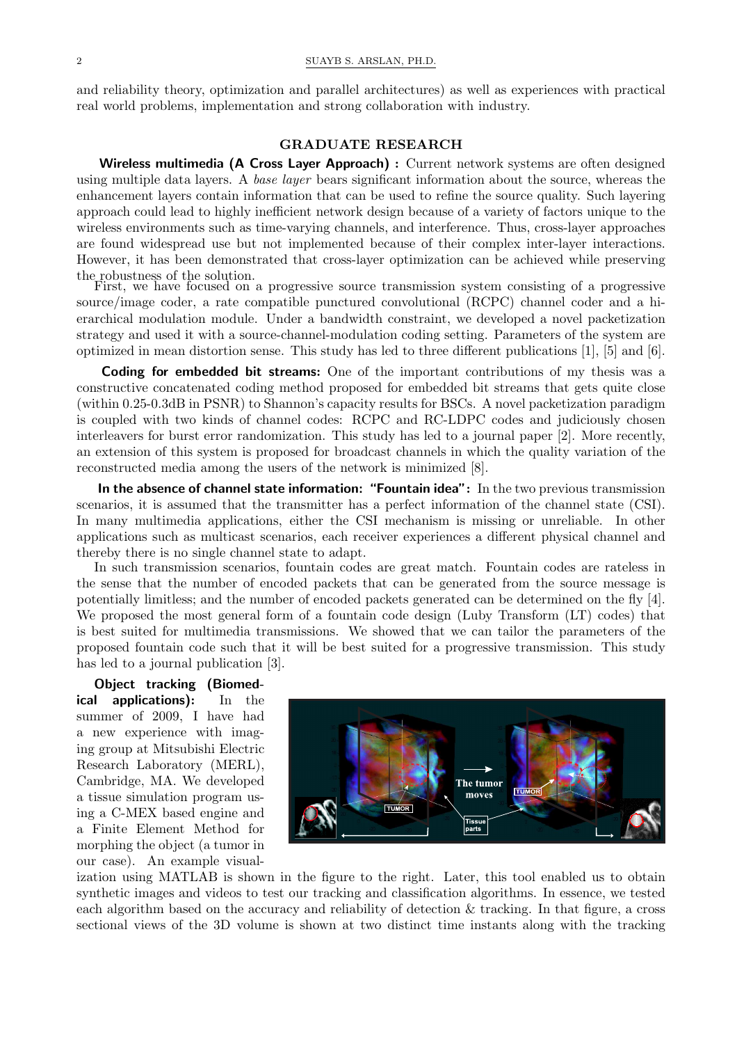and reliability theory, optimization and parallel architectures) as well as experiences with practical real world problems, implementation and strong collaboration with industry.

## GRADUATE RESEARCH

**Wireless multimedia (A Cross Layer Approach) :** Current network systems are often designed using multiple data layers. A *base layer* bears significant information about the source, whereas the enhancement layers contain information that can be used to refine the source quality. Such layering approach could lead to highly inefficient network design because of a variety of factors unique to the wireless environments such as time-varying channels, and interference. Thus, cross-layer approaches are found widespread use but not implemented because of their complex inter-layer interactions. However, it has been demonstrated that cross-layer optimization can be achieved while preserving the robustness of the solution.

First, we have focused on a progressive source transmission system consisting of a progressive source/image coder, a rate compatible punctured convolutional (RCPC) channel coder and a hierarchical modulation module. Under a bandwidth constraint, we developed a novel packetization strategy and used it with a source-channel-modulation coding setting. Parameters of the system are optimized in mean distortion sense. This study has led to three different publications [1], [5] and [6].

**Coding for embedded bit streams:** One of the important contributions of my thesis was a constructive concatenated coding method proposed for embedded bit streams that gets quite close (within 0.25-0.3dB in PSNR) to Shannon's capacity results for BSCs. A novel packetization paradigm is coupled with two kinds of channel codes: RCPC and RC-LDPC codes and judiciously chosen interleavers for burst error randomization. This study has led to a journal paper [2]. More recently, an extension of this system is proposed for broadcast channels in which the quality variation of the reconstructed media among the users of the network is minimized [8].

**In the absence of channel state information: "Fountain idea":** In the two previous transmission scenarios, it is assumed that the transmitter has a perfect information of the channel state (CSI). In many multimedia applications, either the CSI mechanism is missing or unreliable. In other applications such as multicast scenarios, each receiver experiences a different physical channel and thereby there is no single channel state to adapt.

In such transmission scenarios, fountain codes are great match. Fountain codes are rateless in the sense that the number of encoded packets that can be generated from the source message is potentially limitless; and the number of encoded packets generated can be determined on the fly [4]. We proposed the most general form of a fountain code design (Luby Transform (LT) codes) that is best suited for multimedia transmissions. We showed that we can tailor the parameters of the proposed fountain code such that it will be best suited for a progressive transmission. This study has led to a journal publication [3].

**Object tracking (Biomedical applications):** In the summer of 2009, I have had a new experience with imaging group at Mitsubishi Electric Research Laboratory (MERL), Cambridge, MA. We developed a tissue simulation program using a C-MEX based engine and a Finite Element Method for morphing the object (a tumor in our case). An example visualization using MATLAB is shown in the figure to the right. Later, this tool enabled us to obtain synthetic images and videos to test our tracking and classification algorithms. In essence, we tested each algorithm based on the accuracy and reliability of detection & tracking. In that figure, a cross sectional views of the 3D volume is shown at two distinct time instants along with the tracking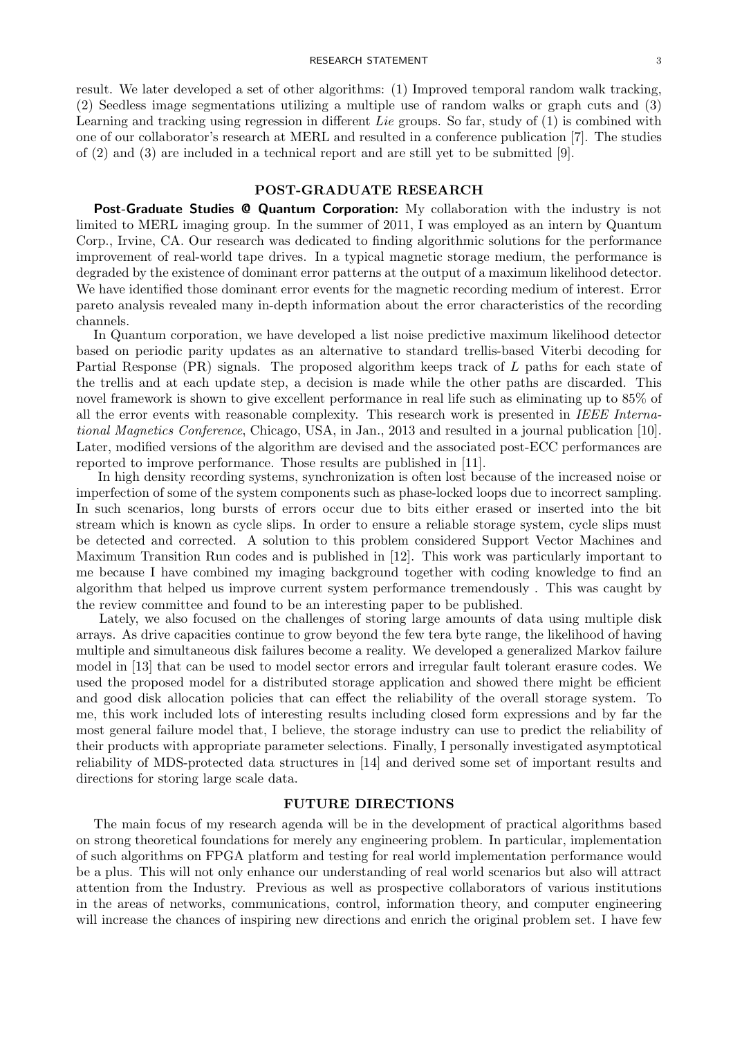result. We later developed a set of other algorithms: (1) Improved temporal random walk tracking, (2) Seedless image segmentations utilizing a multiple use of random walks or graph cuts and (3) Learning and tracking using regression in different *Lie* groups. So far, study of (1) is combined with one of our collaborator's research at MERL and resulted in a conference publication [7]. The studies of (2) and (3) are included in a technical report and are still yet to be submitted [9].

## POST-GRADUATE RESEARCH

**Post-Graduate Studies @ Quantum Corporation:** My collaboration with the industry is not limited to MERL imaging group. In the summer of 2011, I was employed as an intern by Quantum Corp., Irvine, CA. Our research was dedicated to finding algorithmic solutions for the performance improvement of real-world tape drives. In a typical magnetic storage medium, the performance is degraded by the existence of dominant error patterns at the output of a maximum likelihood detector. We have identified those dominant error events for the magnetic recording medium of interest. Error pareto analysis revealed many in-depth information about the error characteristics of the recording channels.

In Quantum corporation, we have developed a list noise predictive maximum likelihood detector based on periodic parity updates as an alternative to standard trellis-based Viterbi decoding for Partial Response (PR) signals. The proposed algorithm keeps track of $L$ paths for each state of the trellis and at each update step, a decision is made while the other paths are discarded. This novel framework is shown to give excellent performance in real life such as eliminating up to 85% of all the error events with reasonable complexity. This research work is presented in *IEEE International Magnetics Conference*, Chicago, USA, in Jan., 2013 and resulted in a journal publication [10]. Later, modified versions of the algorithm are devised and the associated post-ECC performances are reported to improve performance. Those results are published in [11].

In high density recording systems, synchronization is often lost because of the increased noise or imperfection of some of the system components such as phase-locked loops due to incorrect sampling. In such scenarios, long bursts of errors occur due to bits either erased or inserted into the bit stream which is known as cycle slips. In order to ensure a reliable storage system, cycle slips must be detected and corrected. A solution to this problem considered Support Vector Machines and Maximum Transition Run codes and is published in [12]. This work was particularly important to me because I have combined my imaging background together with coding knowledge to find an algorithm that helped us improve current system performance tremendously . This was caught by the review committee and found to be an interesting paper to be published.

Lately, we also focused on the challenges of storing large amounts of data using multiple disk arrays. As drive capacities continue to grow beyond the few tera byte range, the likelihood of having multiple and simultaneous disk failures become a reality. We developed a generalized Markov failure model in [13] that can be used to model sector errors and irregular fault tolerant erasure codes. We used the proposed model for a distributed storage application and showed there might be efficient and good disk allocation policies that can effect the reliability of the overall storage system. To me, this work included lots of interesting results including closed form expressions and by far the most general failure model that, I believe, the storage industry can use to predict the reliability of their products with appropriate parameter selections. Finally, I personally investigated asymptotical reliability of MDS-protected data structures in [14] and derived some set of important results and directions for storing large scale data.

## FUTURE DIRECTIONS

The main focus of my research agenda will be in the development of practical algorithms based on strong theoretical foundations for merely any engineering problem. In particular, implementation of such algorithms on FPGA platform and testing for real world implementation performance would be a plus. This will not only enhance our understanding of real world scenarios but also will attract attention from the Industry. Previous as well as prospective collaborators of various institutions in the areas of networks, communications, control, information theory, and computer engineering will increase the chances of inspiring new directions and enrich the original problem set. I have few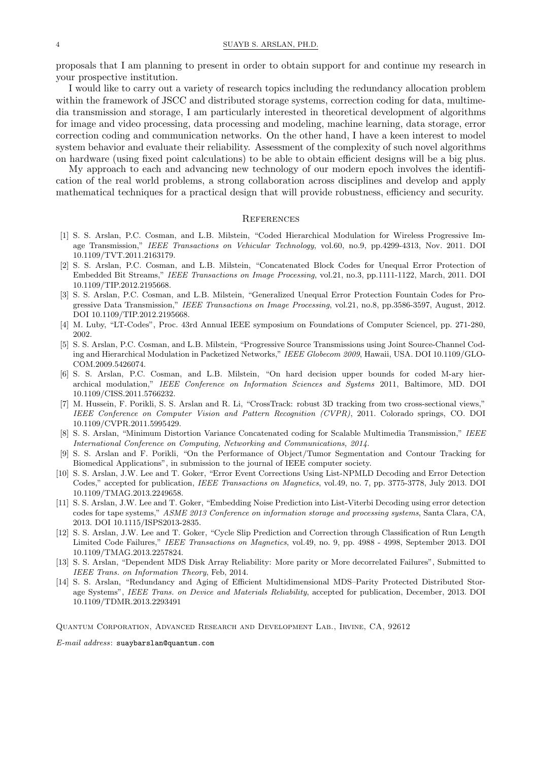proposals that I am planning to present in order to obtain support for and continue my research in your prospective institution.

I would like to carry out a variety of research topics including the redundancy allocation problem within the framework of JSCC and distributed storage systems, correction coding for data, multimedia transmission and storage, I am particularly interested in theoretical development of algorithms for image and video processing, data processing and modeling, machine learning, data storage, error correction coding and communication networks. On the other hand, I have a keen interest to model system behavior and evaluate their reliability. Assessment of the complexity of such novel algorithms on hardware (using fixed point calculations) to be able to obtain efficient designs will be a big plus.

My approach to each and advancing new technology of our modern epoch involves the identification of the real world problems, a strong collaboration across disciplines and develop and apply mathematical techniques for a practical design that will provide robustness, efficiency and security.

## References

[1] S. S. Arslan, P.C. Cosman, and L.B. Milstein, "Coded Hierarchical Modulation for Wireless Progressive Image Transmission," *IEEE Transactions on Vehicular Technology*, vol.60, no.9, pp.4299-4313, Nov. 2011. DOI 10.1109/TVT.2011.2163179.

[2] S. S. Arslan, P.C. Cosman, and L.B. Milstein, "Concatenated Block Codes for Unequal Error Protection of Embedded Bit Streams," *IEEE Transactions on Image Processing*, vol.21, no.3, pp.1111-1122, March, 2011. DOI 10.1109/TIP.2012.2195668.

[3] S. S. Arslan, P.C. Cosman, and L.B. Milstein, "Generalized Unequal Error Protection Fountain Codes for Progressive Data Transmission," *IEEE Transactions on Image Processing*, vol.21, no.8, pp.3586-3597, August, 2012. DOI 10.1109/TIP.2012.2195668.

[4] M. Luby, "LT-Codes", Proc. 43rd Annual IEEE symposium on Foundations of Computer Sciencel, pp. 271-280, 2002.

[5] S. S. Arslan, P.C. Cosman, and L.B. Milstein, "Progressive Source Transmissions using Joint Source-Channel Coding and Hierarchical Modulation in Packetized Networks," *IEEE Globecom 2009*, Hawaii, USA. DOI 10.1109/GLOCOM.2009.5426074.

[6] S. S. Arslan, P.C. Cosman, and L.B. Milstein, "On hard decision upper bounds for coded M-ary hierarchical modulation," *IEEE Conference on Information Sciences and Systems* 2011, Baltimore, MD. DOI 10.1109/CISS.2011.5766232.

[7] M. Hussein, F. Porikli, S. S. Arslan and R. Li, "CrossTrack: robust 3D tracking from two cross-sectional views," *IEEE Conference on Computer Vision and Pattern Recognition (CVPR)*, 2011. Colorado springs, CO. DOI 10.1109/CVPR.2011.5995429.

[8] S. S. Arslan, "Minimum Distortion Variance Concatenated coding for Scalable Multimedia Transmission," *IEEE International Conference on Computing, Networking and Communications, 2014*.

[9] S. S. Arslan and F. Porikli, "On the Performance of Object/Tumor Segmentation and Contour Tracking for Biomedical Applications", in submission to the journal of IEEE computer society.

[10] S. S. Arslan, J.W. Lee and T. Goker, "Error Event Corrections Using List-NPMLD Decoding and Error Detection Codes," accepted for publication, *IEEE Transactions on Magnetics*, vol.49, no. 7, pp. 3775-3778, July 2013. DOI 10.1109/TMAG.2013.2249658.

[11] S. S. Arslan, J.W. Lee and T. Goker, "Embedding Noise Prediction into List-Viterbi Decoding using error detection codes for tape systems," *ASME 2013 Conference on information storage and processing systems*, Santa Clara, CA, 2013. DOI 10.1115/ISPS2013-2835.

[12] S. S. Arslan, J.W. Lee and T. Goker, "Cycle Slip Prediction and Correction through Classification of Run Length Limited Code Failures," *IEEE Transactions on Magnetics*, vol.49, no. 9, pp. 4988 - 4998, September 2013. DOI 10.1109/TMAG.2013.2257824.

[13] S. S. Arslan, "Dependent MDS Disk Array Reliability: More parity or More decorrelated Failures", Submitted to *IEEE Trans. on Information Theory*, Feb, 2014.

[14] S. S. Arslan, "Redundancy and Aging of Efficient Multidimensional MDS–Parity Protected Distributed Storage Systems", *IEEE Trans. on Device and Materials Reliability*, accepted for publication, December, 2013. DOI 10.1109/TDMR.2013.2293491

Quantum Corporation, Advanced Research and Development Lab., Irvine, CA, 92612

*E-mail address*: suaybarslan@quantum.com